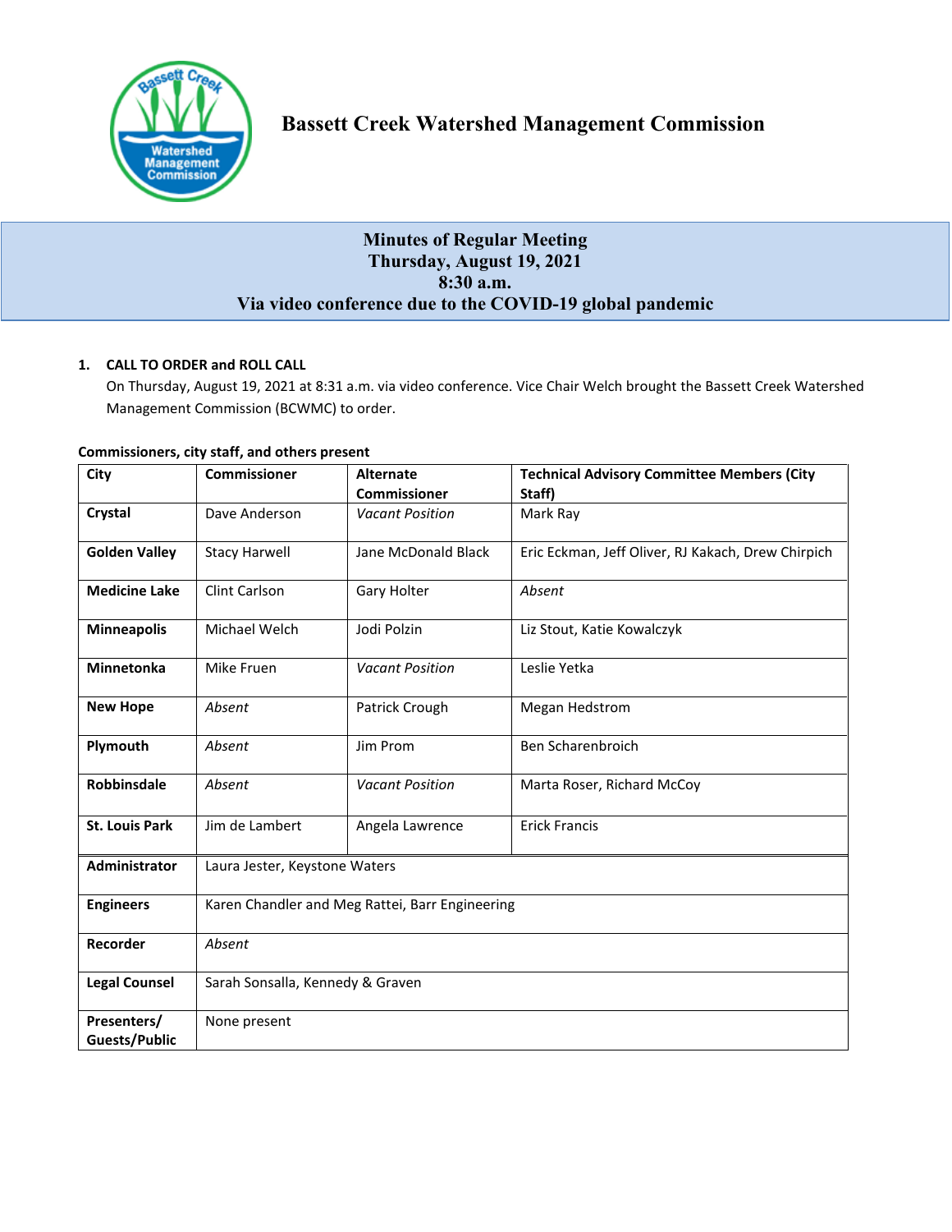# Bassett Creek Watershed Management Commission

## Minutes of Regular Meeting
## Thursday, August 19, 2021
## 8:30 a.m.
## Via video conference due to the COVID-19 global pandemic

**1. CALL TO ORDER and ROLL CALL**

On Thursday, August 19, 2021 at 8:31 a.m. via video conference. Vice Chair Welch brought the Bassett Creek Watershed Management Commission (BCWMC) to order.

**Commissioners, city staff, and others present**

| City | Commissioner | Alternate Commissioner | Technical Advisory Committee Members (City Staff) |
|---|---|---|---|
| **Crystal** | Dave Anderson | *Vacant Position* | Mark Ray |
| **Golden Valley** | Stacy Harwell | Jane McDonald Black | Eric Eckman, Jeff Oliver, RJ Kakach, Drew Chirpich |
| **Medicine Lake** | Clint Carlson | Gary Holter | *Absent* |
| **Minneapolis** | Michael Welch | Jodi Polzin | Liz Stout, Katie Kowalczyk |
| **Minnetonka** | Mike Fruen | *Vacant Position* | Leslie Yetka |
| **New Hope** | *Absent* | Patrick Crough | Megan Hedstrom |
| **Plymouth** | *Absent* | Jim Prom | Ben Scharenbroich |
| **Robbinsdale** | *Absent* | *Vacant Position* | Marta Roser, Richard McCoy |
| **St. Louis Park** | Jim de Lambert | Angela Lawrence | Erick Francis |
| **Administrator** | Laura Jester, Keystone Waters | | |
| **Engineers** | Karen Chandler and Meg Rattei, Barr Engineering | | |
| **Recorder** | *Absent* | | |
| **Legal Counsel** | Sarah Sonsalla, Kennedy & Graven | | |
| **Presenters/ Guests/Public** | None present | | |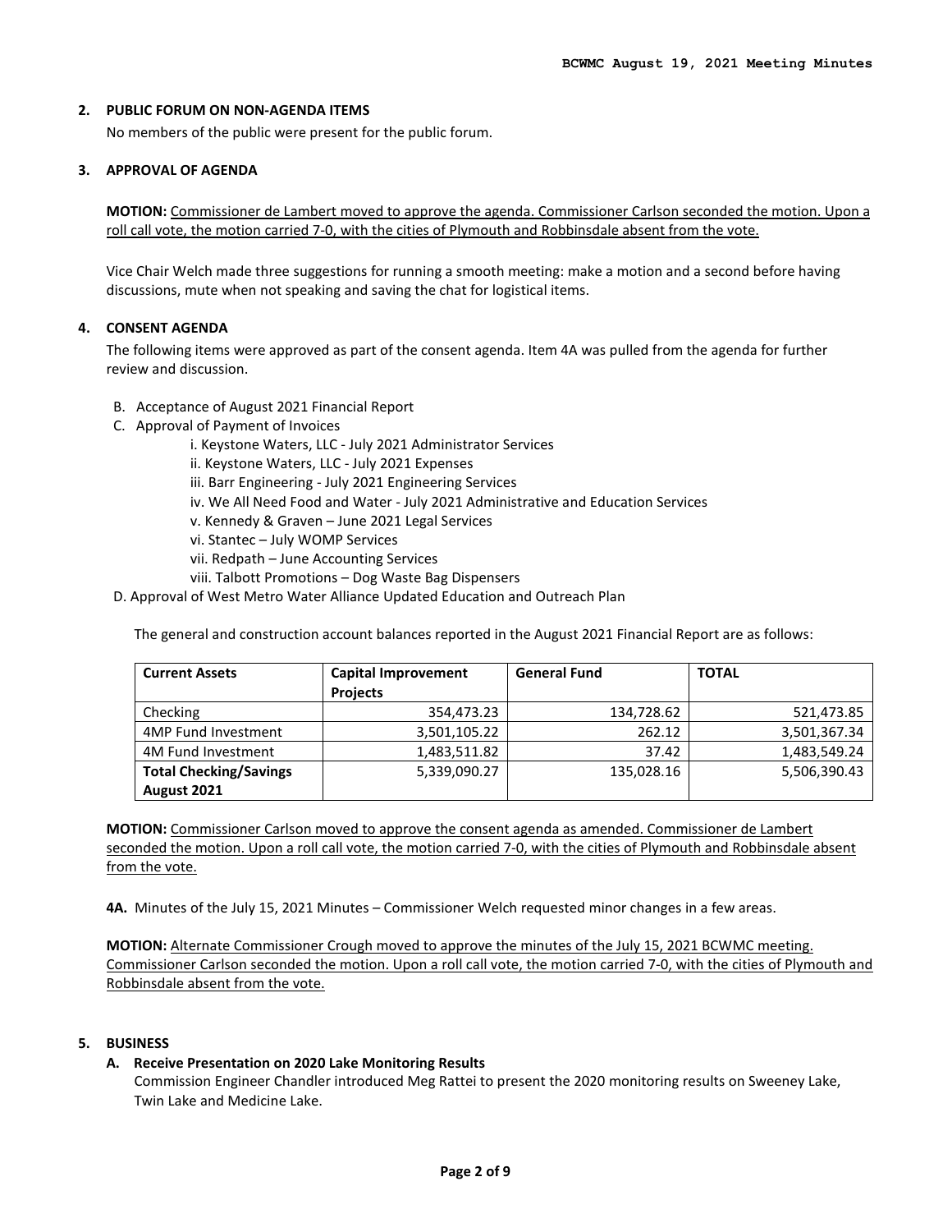## 2. PUBLIC FORUM ON NON-AGENDA ITEMS

No members of the public were present for the public forum.

## 3. APPROVAL OF AGENDA

**MOTION:** Commissioner de Lambert moved to approve the agenda. Commissioner Carlson seconded the motion. Upon a roll call vote, the motion carried 7-0, with the cities of Plymouth and Robbinsdale absent from the vote.

Vice Chair Welch made three suggestions for running a smooth meeting: make a motion and a second before having discussions, mute when not speaking and saving the chat for logistical items.

## 4. CONSENT AGENDA

The following items were approved as part of the consent agenda. Item 4A was pulled from the agenda for further review and discussion.

B. Acceptance of August 2021 Financial Report

C. Approval of Payment of Invoices

- i. Keystone Waters, LLC - July 2021 Administrator Services
- ii. Keystone Waters, LLC - July 2021 Expenses
- iii. Barr Engineering - July 2021 Engineering Services
- iv. We All Need Food and Water - July 2021 Administrative and Education Services
- v. Kennedy & Graven – June 2021 Legal Services
- vi. Stantec – July WOMP Services
- vii. Redpath – June Accounting Services
- viii. Talbott Promotions – Dog Waste Bag Dispensers

D. Approval of West Metro Water Alliance Updated Education and Outreach Plan

The general and construction account balances reported in the August 2021 Financial Report are as follows:

| Current Assets | Capital Improvement Projects | General Fund | TOTAL |
|---|---|---|---|
| Checking | 354,473.23 | 134,728.62 | 521,473.85 |
| 4MP Fund Investment | 3,501,105.22 | 262.12 | 3,501,367.34 |
| 4M Fund Investment | 1,483,511.82 | 37.42 | 1,483,549.24 |
| **Total Checking/Savings August 2021** | 5,339,090.27 | 135,028.16 | 5,506,390.43 |

**MOTION:** Commissioner Carlson moved to approve the consent agenda as amended. Commissioner de Lambert seconded the motion. Upon a roll call vote, the motion carried 7-0, with the cities of Plymouth and Robbinsdale absent from the vote.

**4A.** Minutes of the July 15, 2021 Minutes – Commissioner Welch requested minor changes in a few areas.

**MOTION:** Alternate Commissioner Crough moved to approve the minutes of the July 15, 2021 BCWMC meeting. Commissioner Carlson seconded the motion. Upon a roll call vote, the motion carried 7-0, with the cities of Plymouth and Robbinsdale absent from the vote.

## 5. BUSINESS

### A. Receive Presentation on 2020 Lake Monitoring Results

Commission Engineer Chandler introduced Meg Rattei to present the 2020 monitoring results on Sweeney Lake, Twin Lake and Medicine Lake.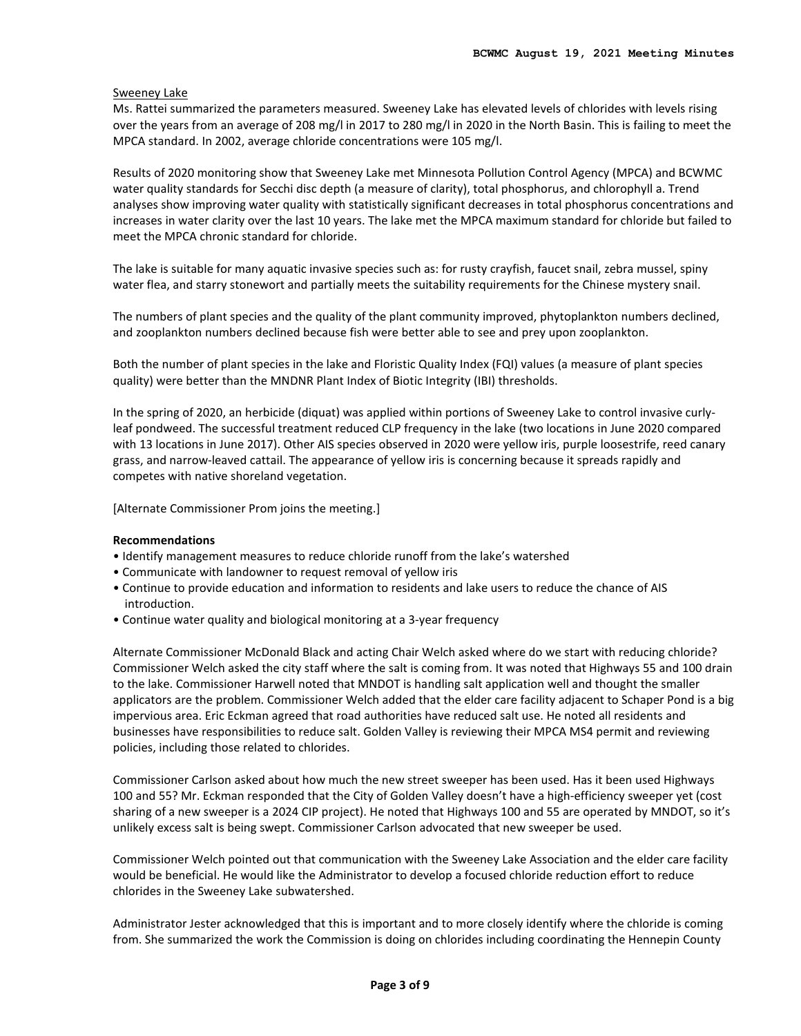Sweeney Lake

Ms. Rattei summarized the parameters measured. Sweeney Lake has elevated levels of chlorides with levels rising over the years from an average of 208 mg/l in 2017 to 280 mg/l in 2020 in the North Basin. This is failing to meet the MPCA standard. In 2002, average chloride concentrations were 105 mg/l.

Results of 2020 monitoring show that Sweeney Lake met Minnesota Pollution Control Agency (MPCA) and BCWMC water quality standards for Secchi disc depth (a measure of clarity), total phosphorus, and chlorophyll a. Trend analyses show improving water quality with statistically significant decreases in total phosphorus concentrations and increases in water clarity over the last 10 years. The lake met the MPCA maximum standard for chloride but failed to meet the MPCA chronic standard for chloride.

The lake is suitable for many aquatic invasive species such as: for rusty crayfish, faucet snail, zebra mussel, spiny water flea, and starry stonewort and partially meets the suitability requirements for the Chinese mystery snail.

The numbers of plant species and the quality of the plant community improved, phytoplankton numbers declined, and zooplankton numbers declined because fish were better able to see and prey upon zooplankton.

Both the number of plant species in the lake and Floristic Quality Index (FQI) values (a measure of plant species quality) were better than the MNDNR Plant Index of Biotic Integrity (IBI) thresholds.

In the spring of 2020, an herbicide (diquat) was applied within portions of Sweeney Lake to control invasive curly-leaf pondweed. The successful treatment reduced CLP frequency in the lake (two locations in June 2020 compared with 13 locations in June 2017). Other AIS species observed in 2020 were yellow iris, purple loosestrife, reed canary grass, and narrow-leaved cattail. The appearance of yellow iris is concerning because it spreads rapidly and competes with native shoreland vegetation.

[Alternate Commissioner Prom joins the meeting.]

**Recommendations**

- Identify management measures to reduce chloride runoff from the lake's watershed
- Communicate with landowner to request removal of yellow iris
- Continue to provide education and information to residents and lake users to reduce the chance of AIS introduction.
- Continue water quality and biological monitoring at a 3-year frequency

Alternate Commissioner McDonald Black and acting Chair Welch asked where do we start with reducing chloride? Commissioner Welch asked the city staff where the salt is coming from. It was noted that Highways 55 and 100 drain to the lake. Commissioner Harwell noted that MNDOT is handling salt application well and thought the smaller applicators are the problem. Commissioner Welch added that the elder care facility adjacent to Schaper Pond is a big impervious area. Eric Eckman agreed that road authorities have reduced salt use. He noted all residents and businesses have responsibilities to reduce salt. Golden Valley is reviewing their MPCA MS4 permit and reviewing policies, including those related to chlorides.

Commissioner Carlson asked about how much the new street sweeper has been used. Has it been used Highways 100 and 55? Mr. Eckman responded that the City of Golden Valley doesn't have a high-efficiency sweeper yet (cost sharing of a new sweeper is a 2024 CIP project). He noted that Highways 100 and 55 are operated by MNDOT, so it's unlikely excess salt is being swept. Commissioner Carlson advocated that new sweeper be used.

Commissioner Welch pointed out that communication with the Sweeney Lake Association and the elder care facility would be beneficial. He would like the Administrator to develop a focused chloride reduction effort to reduce chlorides in the Sweeney Lake subwatershed.

Administrator Jester acknowledged that this is important and to more closely identify where the chloride is coming from. She summarized the work the Commission is doing on chlorides including coordinating the Hennepin County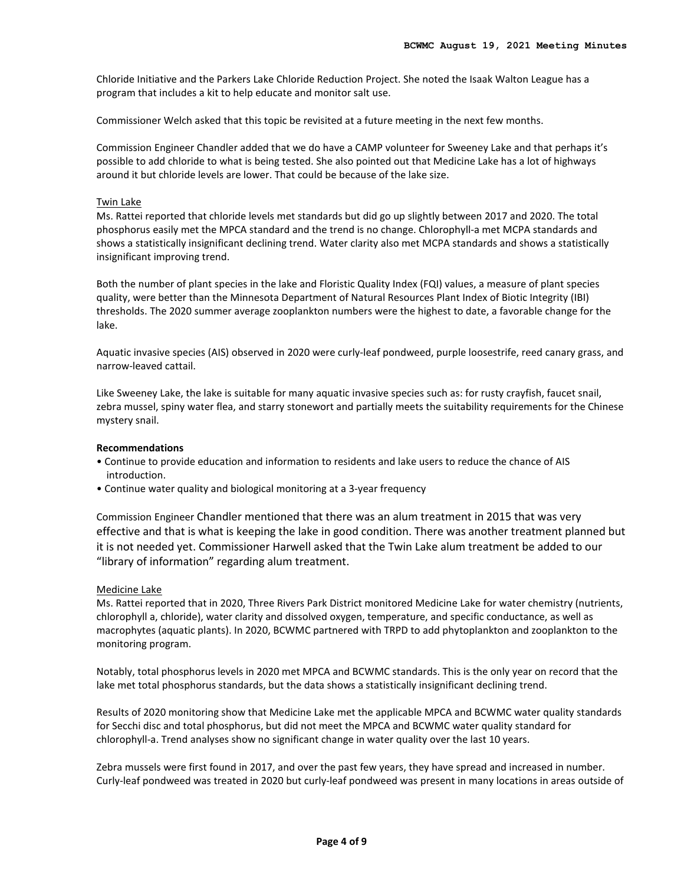Chloride Initiative and the Parkers Lake Chloride Reduction Project. She noted the Isaak Walton League has a program that includes a kit to help educate and monitor salt use.

Commissioner Welch asked that this topic be revisited at a future meeting in the next few months.

Commission Engineer Chandler added that we do have a CAMP volunteer for Sweeney Lake and that perhaps it's possible to add chloride to what is being tested. She also pointed out that Medicine Lake has a lot of highways around it but chloride levels are lower. That could be because of the lake size.

Twin Lake

Ms. Rattei reported that chloride levels met standards but did go up slightly between 2017 and 2020. The total phosphorus easily met the MPCA standard and the trend is no change. Chlorophyll-a met MCPA standards and shows a statistically insignificant declining trend. Water clarity also met MCPA standards and shows a statistically insignificant improving trend.

Both the number of plant species in the lake and Floristic Quality Index (FQI) values, a measure of plant species quality, were better than the Minnesota Department of Natural Resources Plant Index of Biotic Integrity (IBI) thresholds. The 2020 summer average zooplankton numbers were the highest to date, a favorable change for the lake.

Aquatic invasive species (AIS) observed in 2020 were curly-leaf pondweed, purple loosestrife, reed canary grass, and narrow-leaved cattail.

Like Sweeney Lake, the lake is suitable for many aquatic invasive species such as: for rusty crayfish, faucet snail, zebra mussel, spiny water flea, and starry stonewort and partially meets the suitability requirements for the Chinese mystery snail.

**Recommendations**

- Continue to provide education and information to residents and lake users to reduce the chance of AIS introduction.
- Continue water quality and biological monitoring at a 3-year frequency

Commission Engineer Chandler mentioned that there was an alum treatment in 2015 that was very effective and that is what is keeping the lake in good condition. There was another treatment planned but it is not needed yet. Commissioner Harwell asked that the Twin Lake alum treatment be added to our "library of information" regarding alum treatment.

Medicine Lake

Ms. Rattei reported that in 2020, Three Rivers Park District monitored Medicine Lake for water chemistry (nutrients, chlorophyll a, chloride), water clarity and dissolved oxygen, temperature, and specific conductance, as well as macrophytes (aquatic plants). In 2020, BCWMC partnered with TRPD to add phytoplankton and zooplankton to the monitoring program.

Notably, total phosphorus levels in 2020 met MPCA and BCWMC standards. This is the only year on record that the lake met total phosphorus standards, but the data shows a statistically insignificant declining trend.

Results of 2020 monitoring show that Medicine Lake met the applicable MPCA and BCWMC water quality standards for Secchi disc and total phosphorus, but did not meet the MPCA and BCWMC water quality standard for chlorophyll-a. Trend analyses show no significant change in water quality over the last 10 years.

Zebra mussels were first found in 2017, and over the past few years, they have spread and increased in number. Curly-leaf pondweed was treated in 2020 but curly-leaf pondweed was present in many locations in areas outside of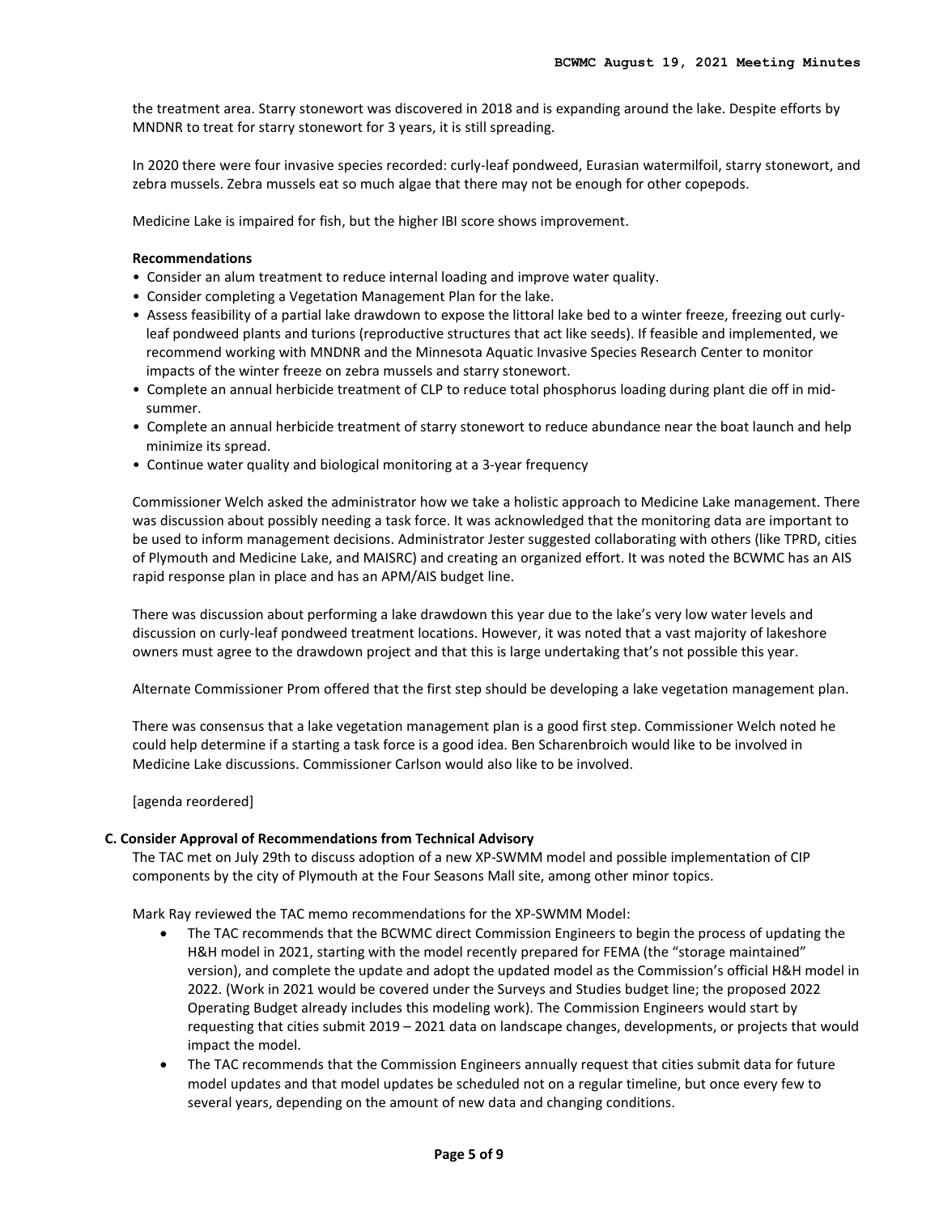the treatment area. Starry stonewort was discovered in 2018 and is expanding around the lake. Despite efforts by MNDNR to treat for starry stonewort for 3 years, it is still spreading.

In 2020 there were four invasive species recorded: curly-leaf pondweed, Eurasian watermilfoil, starry stonewort, and zebra mussels. Zebra mussels eat so much algae that there may not be enough for other copepods.

Medicine Lake is impaired for fish, but the higher IBI score shows improvement.

**Recommendations**

- Consider an alum treatment to reduce internal loading and improve water quality.
- Consider completing a Vegetation Management Plan for the lake.
- Assess feasibility of a partial lake drawdown to expose the littoral lake bed to a winter freeze, freezing out curly-leaf pondweed plants and turions (reproductive structures that act like seeds). If feasible and implemented, we recommend working with MNDNR and the Minnesota Aquatic Invasive Species Research Center to monitor impacts of the winter freeze on zebra mussels and starry stonewort.
- Complete an annual herbicide treatment of CLP to reduce total phosphorus loading during plant die off in mid-summer.
- Complete an annual herbicide treatment of starry stonewort to reduce abundance near the boat launch and help minimize its spread.
- Continue water quality and biological monitoring at a 3-year frequency

Commissioner Welch asked the administrator how we take a holistic approach to Medicine Lake management. There was discussion about possibly needing a task force. It was acknowledged that the monitoring data are important to be used to inform management decisions. Administrator Jester suggested collaborating with others (like TPRD, cities of Plymouth and Medicine Lake, and MAISRC) and creating an organized effort. It was noted the BCWMC has an AIS rapid response plan in place and has an APM/AIS budget line.

There was discussion about performing a lake drawdown this year due to the lake's very low water levels and discussion on curly-leaf pondweed treatment locations. However, it was noted that a vast majority of lakeshore owners must agree to the drawdown project and that this is large undertaking that's not possible this year.

Alternate Commissioner Prom offered that the first step should be developing a lake vegetation management plan.

There was consensus that a lake vegetation management plan is a good first step. Commissioner Welch noted he could help determine if a starting a task force is a good idea. Ben Scharenbroich would like to be involved in Medicine Lake discussions. Commissioner Carlson would also like to be involved.

[agenda reordered]

**C. Consider Approval of Recommendations from Technical Advisory**

The TAC met on July 29th to discuss adoption of a new XP-SWMM model and possible implementation of CIP components by the city of Plymouth at the Four Seasons Mall site, among other minor topics.

Mark Ray reviewed the TAC memo recommendations for the XP-SWMM Model:

- The TAC recommends that the BCWMC direct Commission Engineers to begin the process of updating the H&H model in 2021, starting with the model recently prepared for FEMA (the "storage maintained" version), and complete the update and adopt the updated model as the Commission's official H&H model in 2022. (Work in 2021 would be covered under the Surveys and Studies budget line; the proposed 2022 Operating Budget already includes this modeling work). The Commission Engineers would start by requesting that cities submit 2019 – 2021 data on landscape changes, developments, or projects that would impact the model.
- The TAC recommends that the Commission Engineers annually request that cities submit data for future model updates and that model updates be scheduled not on a regular timeline, but once every few to several years, depending on the amount of new data and changing conditions.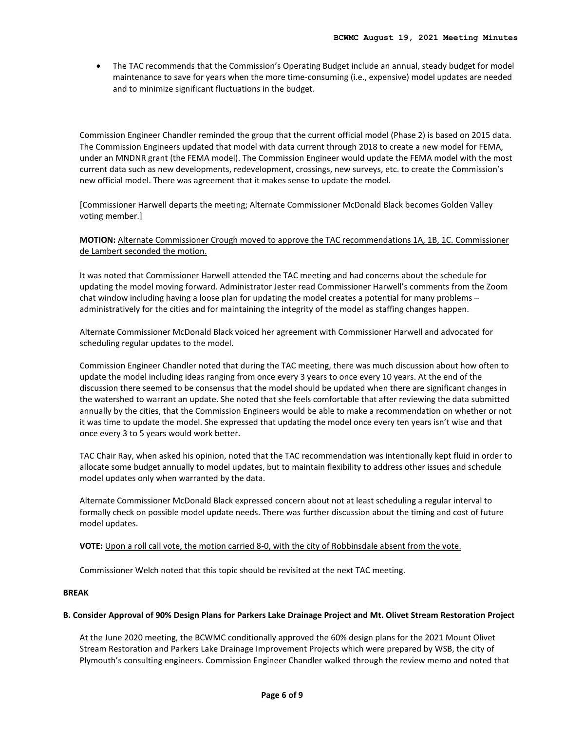- The TAC recommends that the Commission's Operating Budget include an annual, steady budget for model maintenance to save for years when the more time-consuming (i.e., expensive) model updates are needed and to minimize significant fluctuations in the budget.

Commission Engineer Chandler reminded the group that the current official model (Phase 2) is based on 2015 data. The Commission Engineers updated that model with data current through 2018 to create a new model for FEMA, under an MNDNR grant (the FEMA model). The Commission Engineer would update the FEMA model with the most current data such as new developments, redevelopment, crossings, new surveys, etc. to create the Commission's new official model. There was agreement that it makes sense to update the model.

[Commissioner Harwell departs the meeting; Alternate Commissioner McDonald Black becomes Golden Valley voting member.]

**MOTION:** <u>Alternate Commissioner Crough moved to approve the TAC recommendations 1A, 1B, 1C. Commissioner de Lambert seconded the motion.</u>

It was noted that Commissioner Harwell attended the TAC meeting and had concerns about the schedule for updating the model moving forward. Administrator Jester read Commissioner Harwell's comments from the Zoom chat window including having a loose plan for updating the model creates a potential for many problems – administratively for the cities and for maintaining the integrity of the model as staffing changes happen.

Alternate Commissioner McDonald Black voiced her agreement with Commissioner Harwell and advocated for scheduling regular updates to the model.

Commission Engineer Chandler noted that during the TAC meeting, there was much discussion about how often to update the model including ideas ranging from once every 3 years to once every 10 years. At the end of the discussion there seemed to be consensus that the model should be updated when there are significant changes in the watershed to warrant an update. She noted that she feels comfortable that after reviewing the data submitted annually by the cities, that the Commission Engineers would be able to make a recommendation on whether or not it was time to update the model. She expressed that updating the model once every ten years isn't wise and that once every 3 to 5 years would work better.

TAC Chair Ray, when asked his opinion, noted that the TAC recommendation was intentionally kept fluid in order to allocate some budget annually to model updates, but to maintain flexibility to address other issues and schedule model updates only when warranted by the data.

Alternate Commissioner McDonald Black expressed concern about not at least scheduling a regular interval to formally check on possible model update needs. There was further discussion about the timing and cost of future model updates.

**VOTE:** <u>Upon a roll call vote, the motion carried 8-0, with the city of Robbinsdale absent from the vote.</u>

Commissioner Welch noted that this topic should be revisited at the next TAC meeting.

**BREAK**

**B. Consider Approval of 90% Design Plans for Parkers Lake Drainage Project and Mt. Olivet Stream Restoration Project**

At the June 2020 meeting, the BCWMC conditionally approved the 60% design plans for the 2021 Mount Olivet Stream Restoration and Parkers Lake Drainage Improvement Projects which were prepared by WSB, the city of Plymouth's consulting engineers. Commission Engineer Chandler walked through the review memo and noted that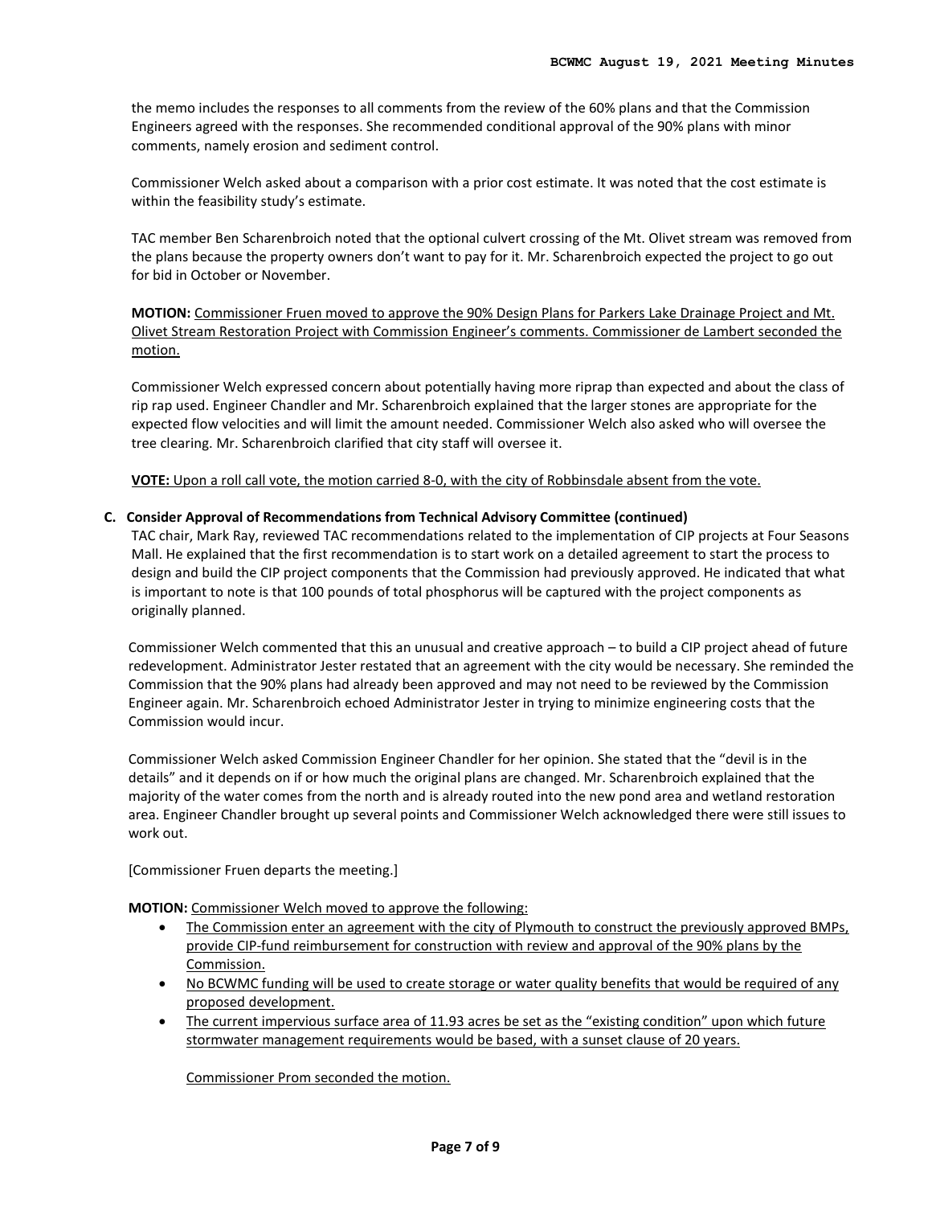the memo includes the responses to all comments from the review of the 60% plans and that the Commission Engineers agreed with the responses. She recommended conditional approval of the 90% plans with minor comments, namely erosion and sediment control.

Commissioner Welch asked about a comparison with a prior cost estimate. It was noted that the cost estimate is within the feasibility study's estimate.

TAC member Ben Scharenbroich noted that the optional culvert crossing of the Mt. Olivet stream was removed from the plans because the property owners don't want to pay for it. Mr. Scharenbroich expected the project to go out for bid in October or November.

**MOTION:** Commissioner Fruen moved to approve the 90% Design Plans for Parkers Lake Drainage Project and Mt. Olivet Stream Restoration Project with Commission Engineer's comments. Commissioner de Lambert seconded the motion.

Commissioner Welch expressed concern about potentially having more riprap than expected and about the class of rip rap used. Engineer Chandler and Mr. Scharenbroich explained that the larger stones are appropriate for the expected flow velocities and will limit the amount needed. Commissioner Welch also asked who will oversee the tree clearing. Mr. Scharenbroich clarified that city staff will oversee it.

**VOTE:** Upon a roll call vote, the motion carried 8-0, with the city of Robbinsdale absent from the vote.

**C. Consider Approval of Recommendations from Technical Advisory Committee (continued)**

TAC chair, Mark Ray, reviewed TAC recommendations related to the implementation of CIP projects at Four Seasons Mall. He explained that the first recommendation is to start work on a detailed agreement to start the process to design and build the CIP project components that the Commission had previously approved. He indicated that what is important to note is that 100 pounds of total phosphorus will be captured with the project components as originally planned.

Commissioner Welch commented that this an unusual and creative approach – to build a CIP project ahead of future redevelopment. Administrator Jester restated that an agreement with the city would be necessary. She reminded the Commission that the 90% plans had already been approved and may not need to be reviewed by the Commission Engineer again. Mr. Scharenbroich echoed Administrator Jester in trying to minimize engineering costs that the Commission would incur.

Commissioner Welch asked Commission Engineer Chandler for her opinion. She stated that the "devil is in the details" and it depends on if or how much the original plans are changed. Mr. Scharenbroich explained that the majority of the water comes from the north and is already routed into the new pond area and wetland restoration area. Engineer Chandler brought up several points and Commissioner Welch acknowledged there were still issues to work out.

[Commissioner Fruen departs the meeting.]

**MOTION:** Commissioner Welch moved to approve the following:

- The Commission enter an agreement with the city of Plymouth to construct the previously approved BMPs, provide CIP-fund reimbursement for construction with review and approval of the 90% plans by the Commission.
- No BCWMC funding will be used to create storage or water quality benefits that would be required of any proposed development.
- The current impervious surface area of 11.93 acres be set as the "existing condition" upon which future stormwater management requirements would be based, with a sunset clause of 20 years.

Commissioner Prom seconded the motion.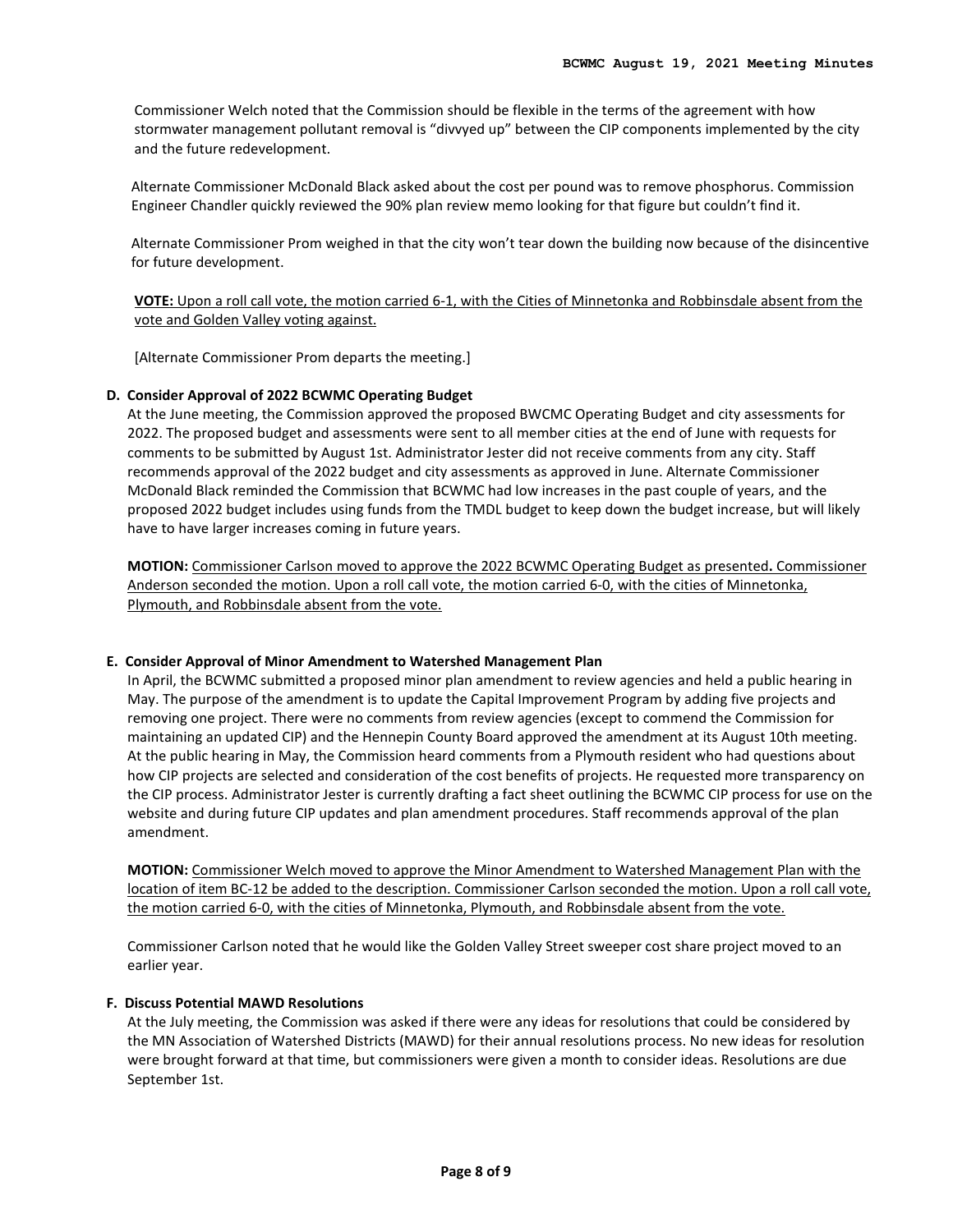Commissioner Welch noted that the Commission should be flexible in the terms of the agreement with how stormwater management pollutant removal is "divvyed up" between the CIP components implemented by the city and the future redevelopment.

Alternate Commissioner McDonald Black asked about the cost per pound was to remove phosphorus. Commission Engineer Chandler quickly reviewed the 90% plan review memo looking for that figure but couldn't find it.

Alternate Commissioner Prom weighed in that the city won't tear down the building now because of the disincentive for future development.

**VOTE:** Upon a roll call vote, the motion carried 6-1, with the Cities of Minnetonka and Robbinsdale absent from the vote and Golden Valley voting against.

[Alternate Commissioner Prom departs the meeting.]

**D. Consider Approval of 2022 BCWMC Operating Budget**

At the June meeting, the Commission approved the proposed BWCMC Operating Budget and city assessments for 2022. The proposed budget and assessments were sent to all member cities at the end of June with requests for comments to be submitted by August 1st. Administrator Jester did not receive comments from any city. Staff recommends approval of the 2022 budget and city assessments as approved in June. Alternate Commissioner McDonald Black reminded the Commission that BCWMC had low increases in the past couple of years, and the proposed 2022 budget includes using funds from the TMDL budget to keep down the budget increase, but will likely have to have larger increases coming in future years.

**MOTION:** Commissioner Carlson moved to approve the 2022 BCWMC Operating Budget as presented**.** Commissioner Anderson seconded the motion. Upon a roll call vote, the motion carried 6-0, with the cities of Minnetonka, Plymouth, and Robbinsdale absent from the vote.

**E. Consider Approval of Minor Amendment to Watershed Management Plan**

In April, the BCWMC submitted a proposed minor plan amendment to review agencies and held a public hearing in May. The purpose of the amendment is to update the Capital Improvement Program by adding five projects and removing one project. There were no comments from review agencies (except to commend the Commission for maintaining an updated CIP) and the Hennepin County Board approved the amendment at its August 10th meeting. At the public hearing in May, the Commission heard comments from a Plymouth resident who had questions about how CIP projects are selected and consideration of the cost benefits of projects. He requested more transparency on the CIP process. Administrator Jester is currently drafting a fact sheet outlining the BCWMC CIP process for use on the website and during future CIP updates and plan amendment procedures. Staff recommends approval of the plan amendment.

**MOTION:** Commissioner Welch moved to approve the Minor Amendment to Watershed Management Plan with the location of item BC-12 be added to the description. Commissioner Carlson seconded the motion. Upon a roll call vote, the motion carried 6-0, with the cities of Minnetonka, Plymouth, and Robbinsdale absent from the vote.

Commissioner Carlson noted that he would like the Golden Valley Street sweeper cost share project moved to an earlier year.

**F. Discuss Potential MAWD Resolutions**

At the July meeting, the Commission was asked if there were any ideas for resolutions that could be considered by the MN Association of Watershed Districts (MAWD) for their annual resolutions process. No new ideas for resolution were brought forward at that time, but commissioners were given a month to consider ideas. Resolutions are due September 1st.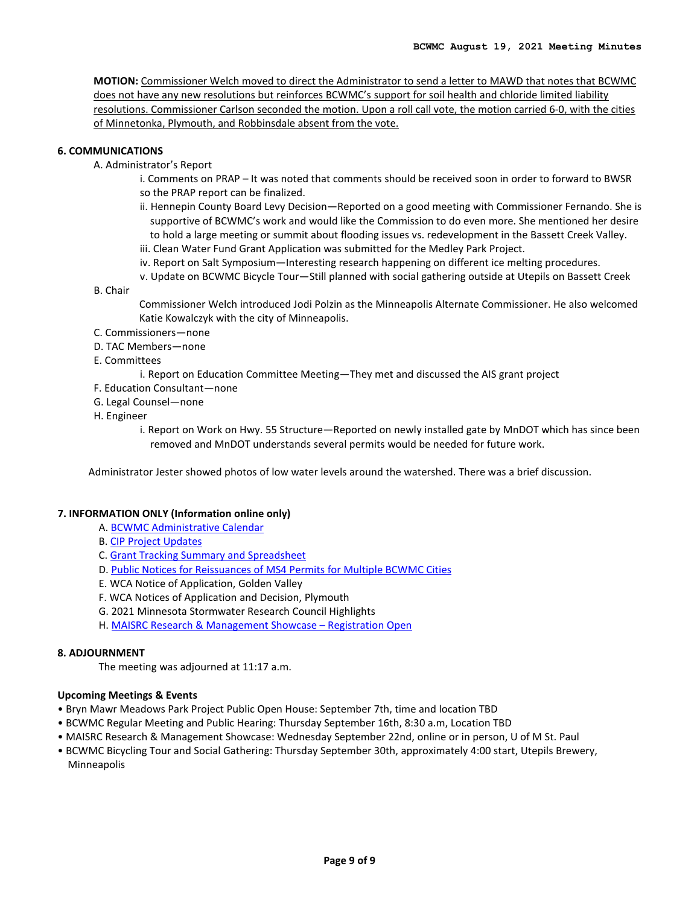**MOTION:** Commissioner Welch moved to direct the Administrator to send a letter to MAWD that notes that BCWMC does not have any new resolutions but reinforces BCWMC's support for soil health and chloride limited liability resolutions. Commissioner Carlson seconded the motion. Upon a roll call vote, the motion carried 6-0, with the cities of Minnetonka, Plymouth, and Robbinsdale absent from the vote.

**6. COMMUNICATIONS**

A. Administrator's Report

i. Comments on PRAP – It was noted that comments should be received soon in order to forward to BWSR so the PRAP report can be finalized.

ii. Hennepin County Board Levy Decision—Reported on a good meeting with Commissioner Fernando. She is supportive of BCWMC's work and would like the Commission to do even more. She mentioned her desire to hold a large meeting or summit about flooding issues vs. redevelopment in the Bassett Creek Valley.

iii. Clean Water Fund Grant Application was submitted for the Medley Park Project.

iv. Report on Salt Symposium—Interesting research happening on different ice melting procedures.

v. Update on BCWMC Bicycle Tour—Still planned with social gathering outside at Utepils on Bassett Creek

B. Chair

Commissioner Welch introduced Jodi Polzin as the Minneapolis Alternate Commissioner. He also welcomed Katie Kowalczyk with the city of Minneapolis.

C. Commissioners—none

D. TAC Members—none

E. Committees

i. Report on Education Committee Meeting—They met and discussed the AIS grant project

F. Education Consultant—none

G. Legal Counsel—none

H. Engineer

i. Report on Work on Hwy. 55 Structure—Reported on newly installed gate by MnDOT which has since been removed and MnDOT understands several permits would be needed for future work.

Administrator Jester showed photos of low water levels around the watershed. There was a brief discussion.

**7. INFORMATION ONLY (Information online only)**

A. BCWMC Administrative Calendar
B. CIP Project Updates
C. Grant Tracking Summary and Spreadsheet
D. Public Notices for Reissuances of MS4 Permits for Multiple BCWMC Cities
E. WCA Notice of Application, Golden Valley
F. WCA Notices of Application and Decision, Plymouth
G. 2021 Minnesota Stormwater Research Council Highlights
H. MAISRC Research & Management Showcase – Registration Open

**8. ADJOURNMENT**

The meeting was adjourned at 11:17 a.m.

**Upcoming Meetings & Events**

- Bryn Mawr Meadows Park Project Public Open House: September 7th, time and location TBD
- BCWMC Regular Meeting and Public Hearing: Thursday September 16th, 8:30 a.m, Location TBD
- MAISRC Research & Management Showcase: Wednesday September 22nd, online or in person, U of M St. Paul
- BCWMC Bicycling Tour and Social Gathering: Thursday September 30th, approximately 4:00 start, Utepils Brewery, Minneapolis